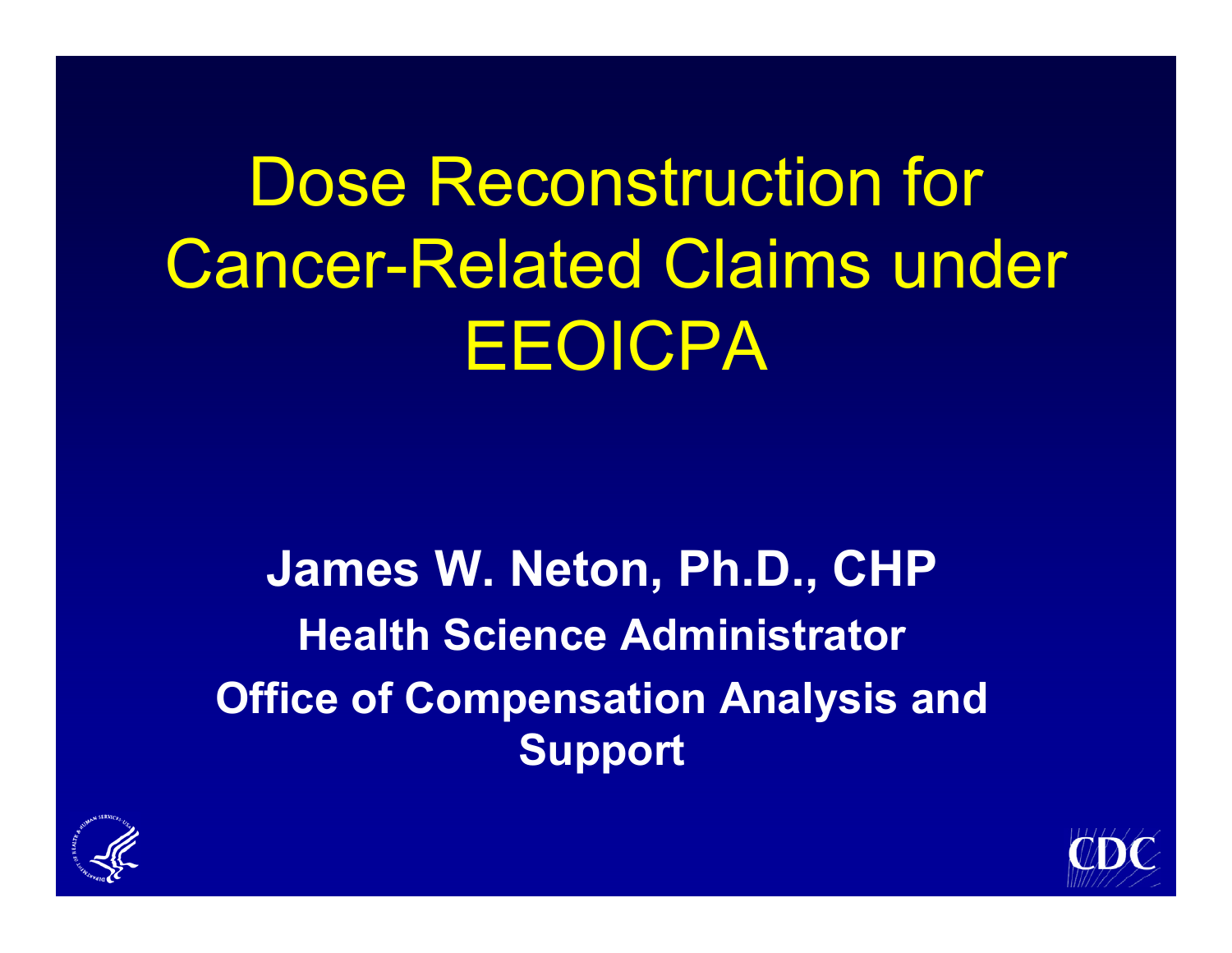# Dose Reconstruction for Cancer-Related Claims under EEOICPA

**James W. Neton, Ph.D., CHP**

**Health Science Administrator**

**Office of Compensation Analysis and Support**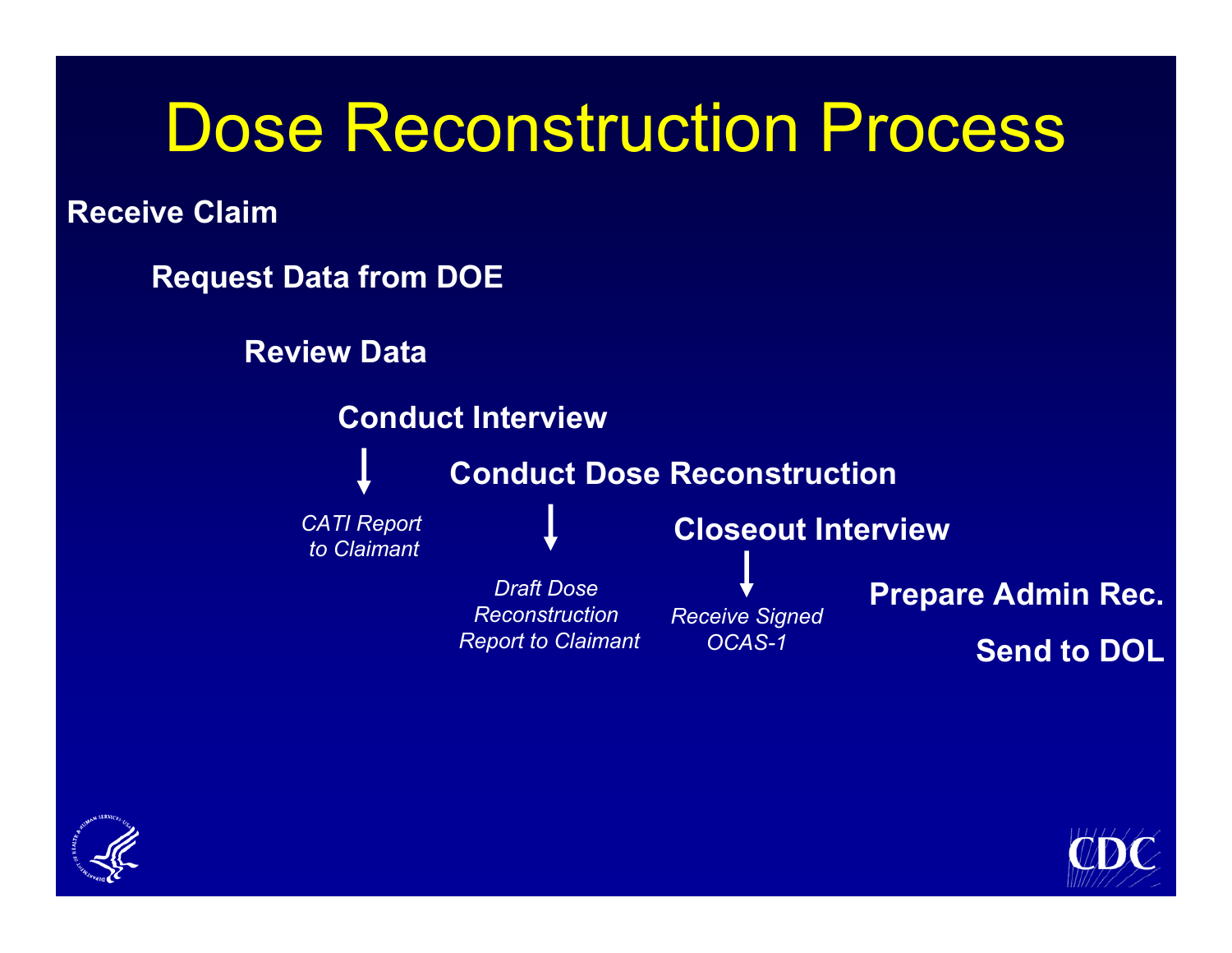# Dose Reconstruction Process

**Receive Claim**

**Request Data from DOE**

**Review Data**

**Conduct Interview**

↓

*CATI Report to Claimant*

**Conduct Dose Reconstruction**

↓

*Draft Dose Reconstruction Report to Claimant*

**Closeout Interview**

↓

*Receive Signed OCAS-1*

**Prepare Admin Rec.**

**Send to DOL**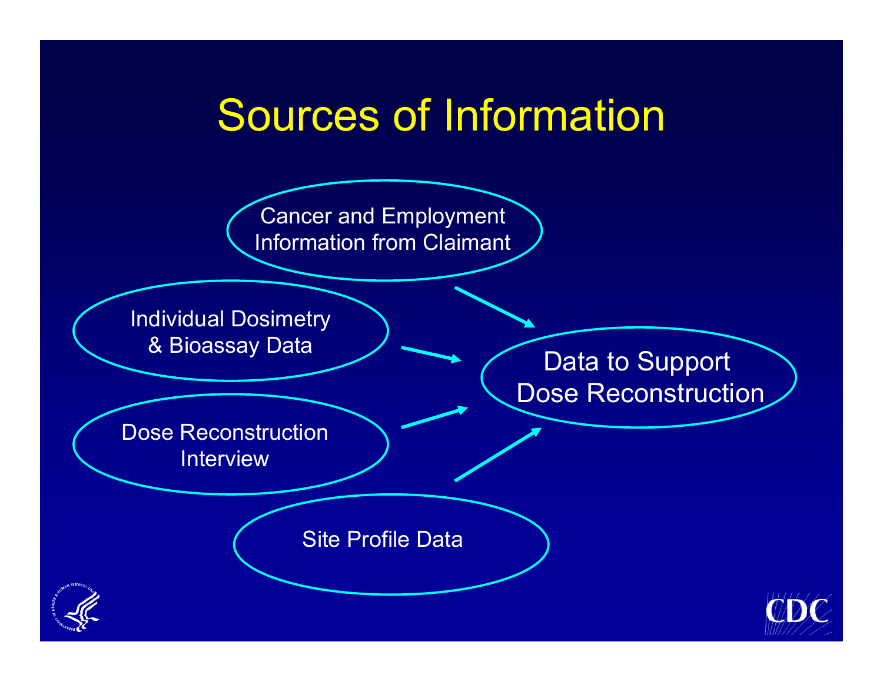# Sources of Information

Cancer and Employment Information from Claimant

Individual Dosimetry & Bioassay Data

Dose Reconstruction Interview

Site Profile Data

Data to Support Dose Reconstruction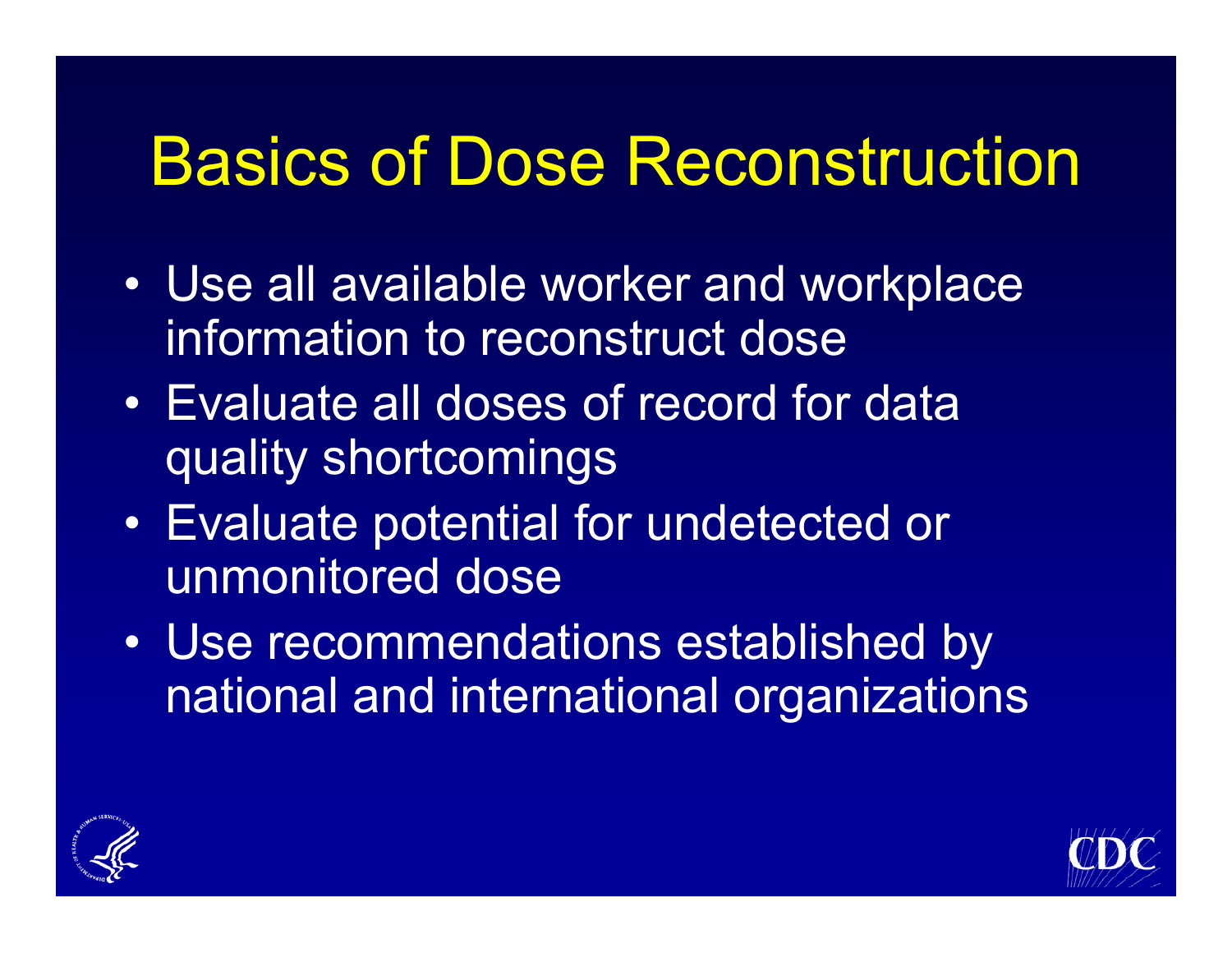# Basics of Dose Reconstruction

- Use all available worker and workplace information to reconstruct dose
- Evaluate all doses of record for data quality shortcomings
- Evaluate potential for undetected or unmonitored dose
- Use recommendations established by national and international organizations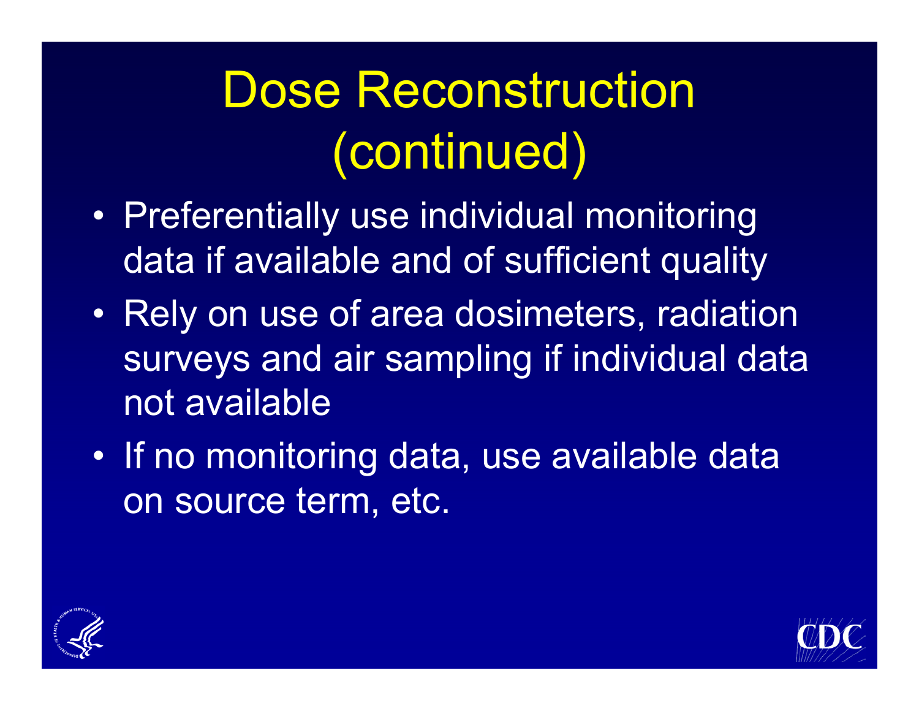# Dose Reconstruction (continued)

- Preferentially use individual monitoring data if available and of sufficient quality
- Rely on use of area dosimeters, radiation surveys and air sampling if individual data not available
- If no monitoring data, use available data on source term, etc.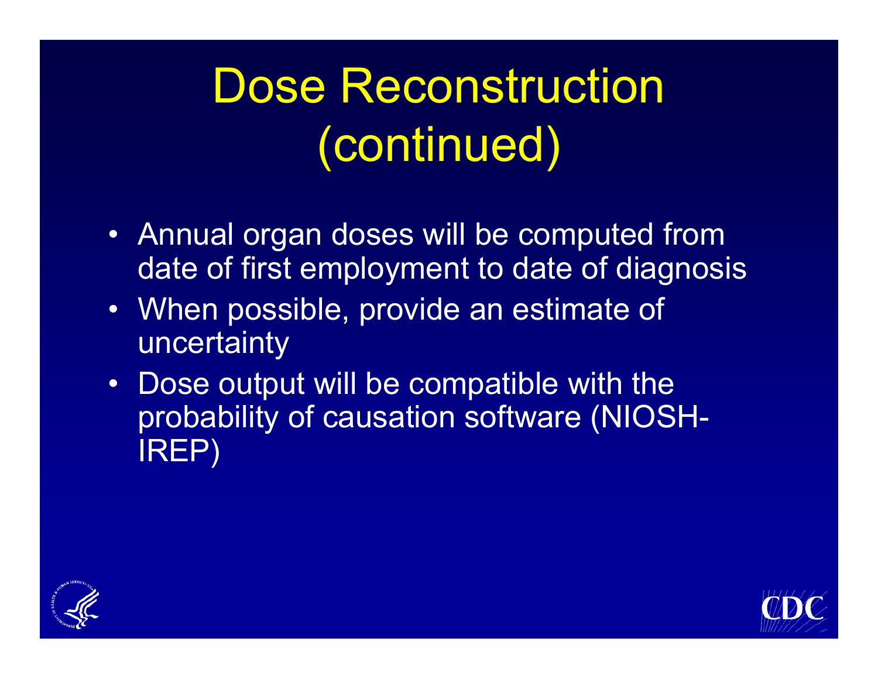# Dose Reconstruction (continued)

- Annual organ doses will be computed from date of first employment to date of diagnosis
- When possible, provide an estimate of uncertainty
- Dose output will be compatible with the probability of causation software (NIOSH-IREP)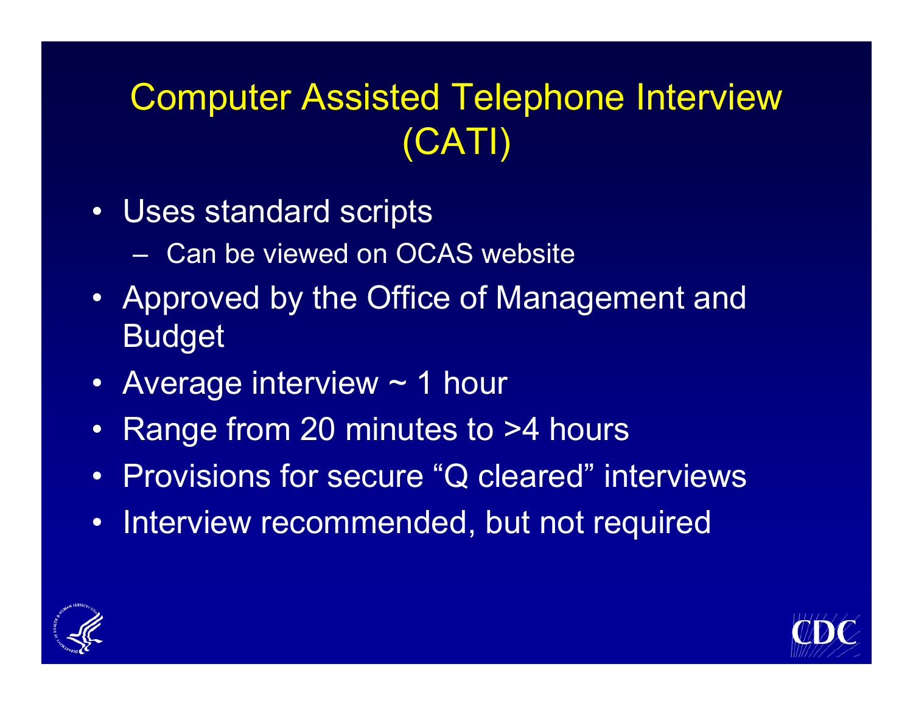# Computer Assisted Telephone Interview (CATI)

- Uses standard scripts
  - Can be viewed on OCAS website
- Approved by the Office of Management and Budget
- Average interview ~ 1 hour
- Range from 20 minutes to >4 hours
- Provisions for secure "Q cleared" interviews
- Interview recommended, but not required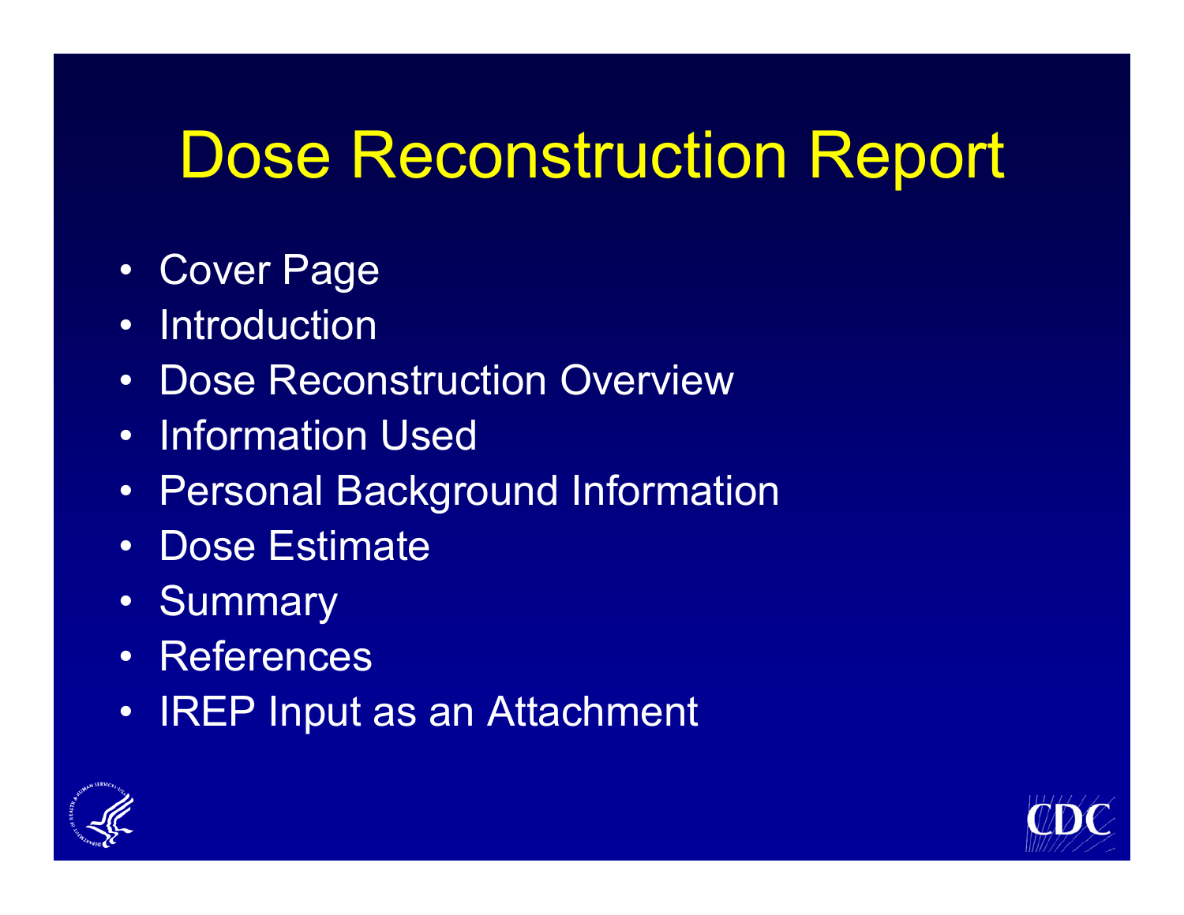# Dose Reconstruction Report

- Cover Page
- Introduction
- Dose Reconstruction Overview
- Information Used
- Personal Background Information
- Dose Estimate
- Summary
- References
- IREP Input as an Attachment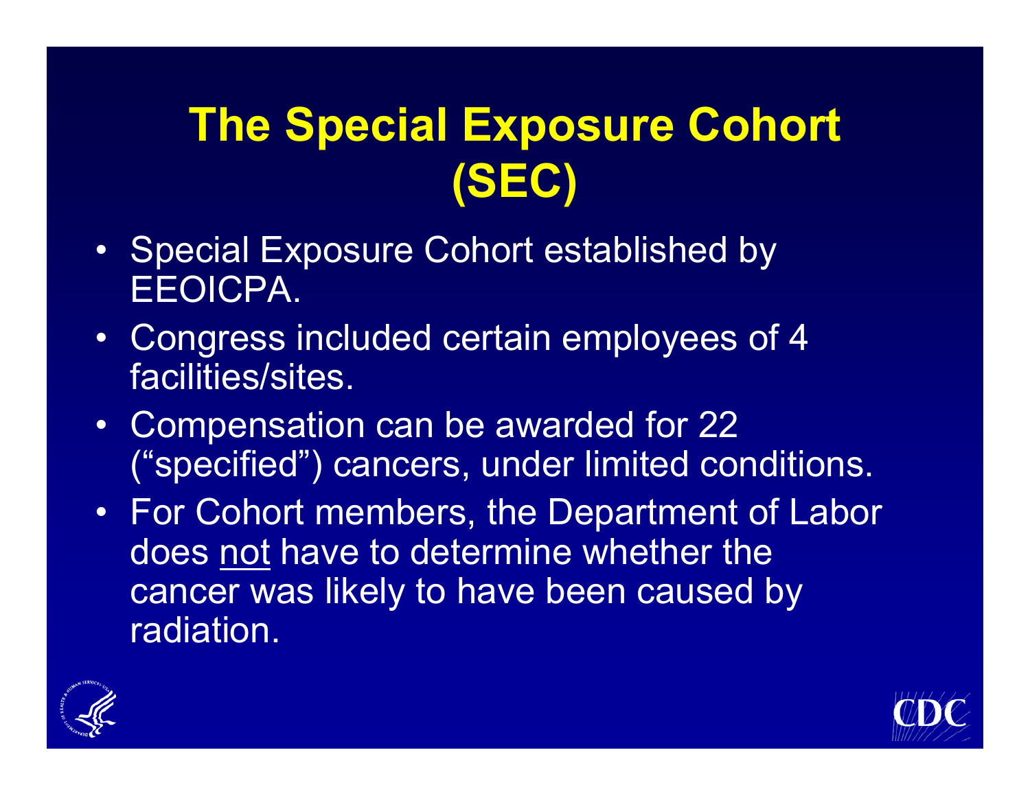# The Special Exposure Cohort (SEC)

- Special Exposure Cohort established by EEOICPA.
- Congress included certain employees of 4 facilities/sites.
- Compensation can be awarded for 22 (“specified”) cancers, under limited conditions.
- For Cohort members, the Department of Labor does <u>not</u> have to determine whether the cancer was likely to have been caused by radiation.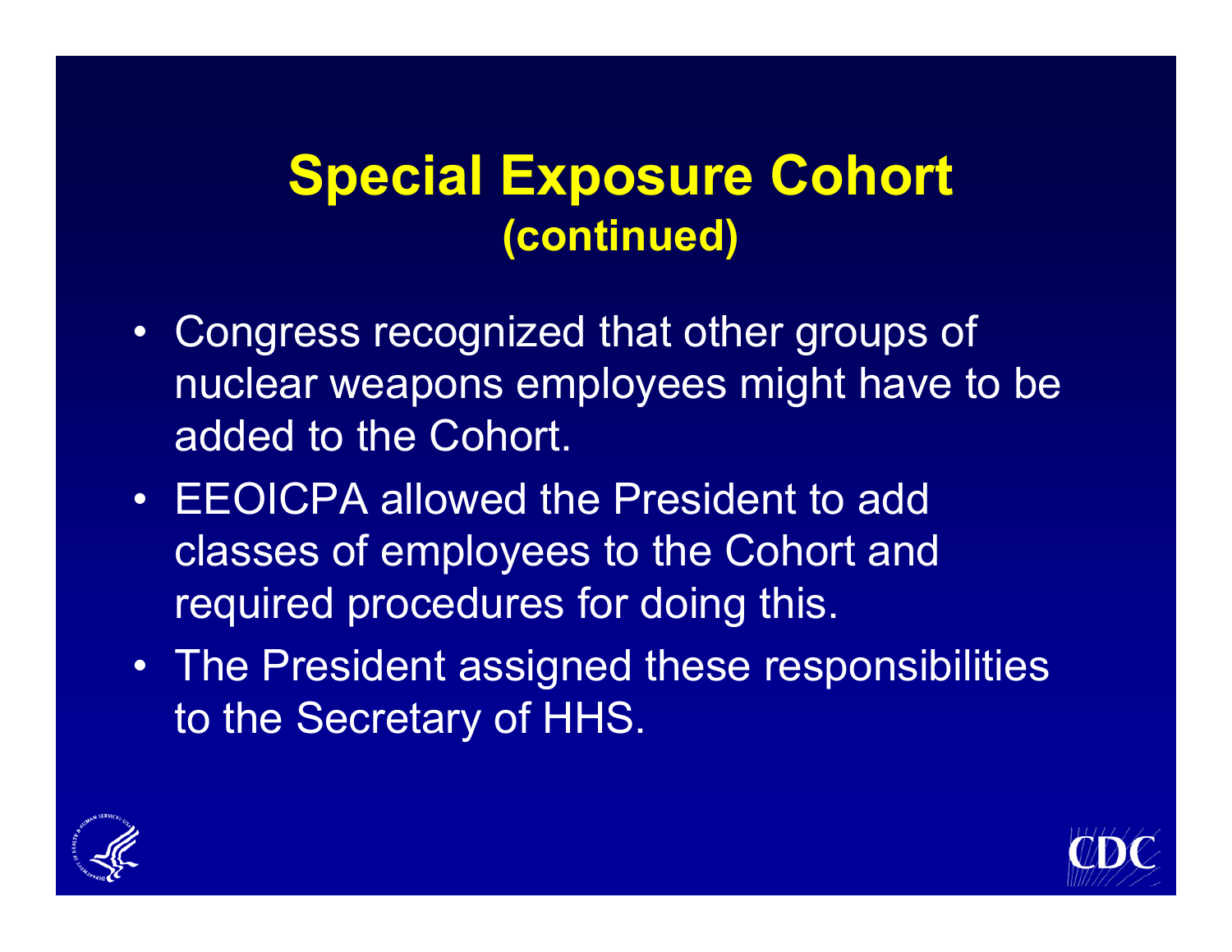# Special Exposure Cohort
## (continued)

- Congress recognized that other groups of nuclear weapons employees might have to be added to the Cohort.
- EEOICPA allowed the President to add classes of employees to the Cohort and required procedures for doing this.
- The President assigned these responsibilities to the Secretary of HHS.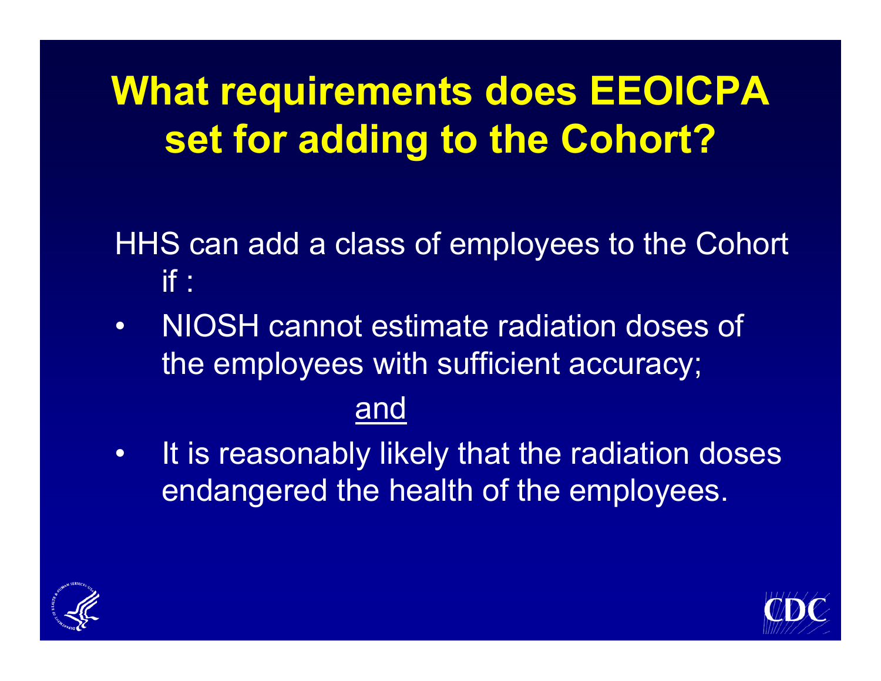# What requirements does EEOICPA set for adding to the Cohort?

HHS can add a class of employees to the Cohort if :

- NIOSH cannot estimate radiation doses of the employees with sufficient accuracy;

  and

- It is reasonably likely that the radiation doses endangered the health of the employees.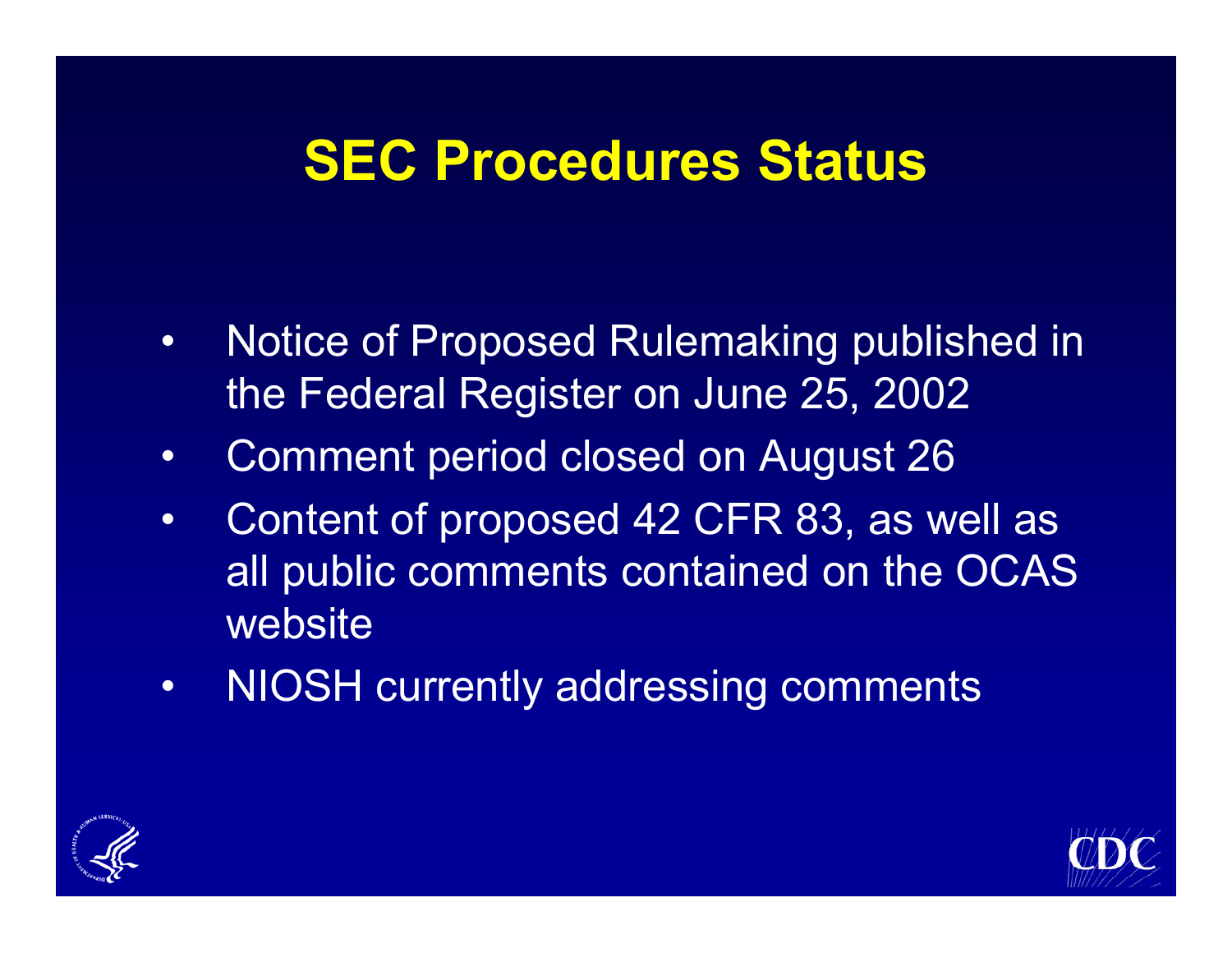# SEC Procedures Status

- Notice of Proposed Rulemaking published in the Federal Register on June 25, 2002
- Comment period closed on August 26
- Content of proposed 42 CFR 83, as well as all public comments contained on the OCAS website
- NIOSH currently addressing comments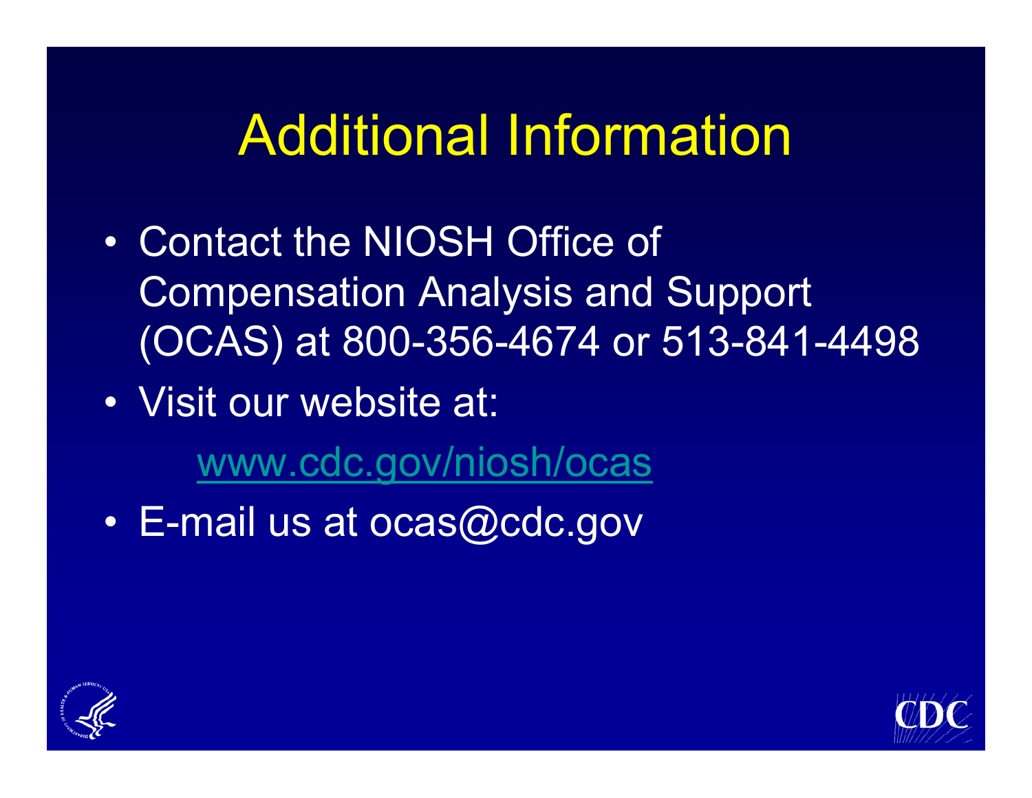# Additional Information

- Contact the NIOSH Office of Compensation Analysis and Support (OCAS) at 800-356-4674 or 513-841-4498
- Visit our website at:

  www.cdc.gov/niosh/ocas

- E-mail us at ocas@cdc.gov